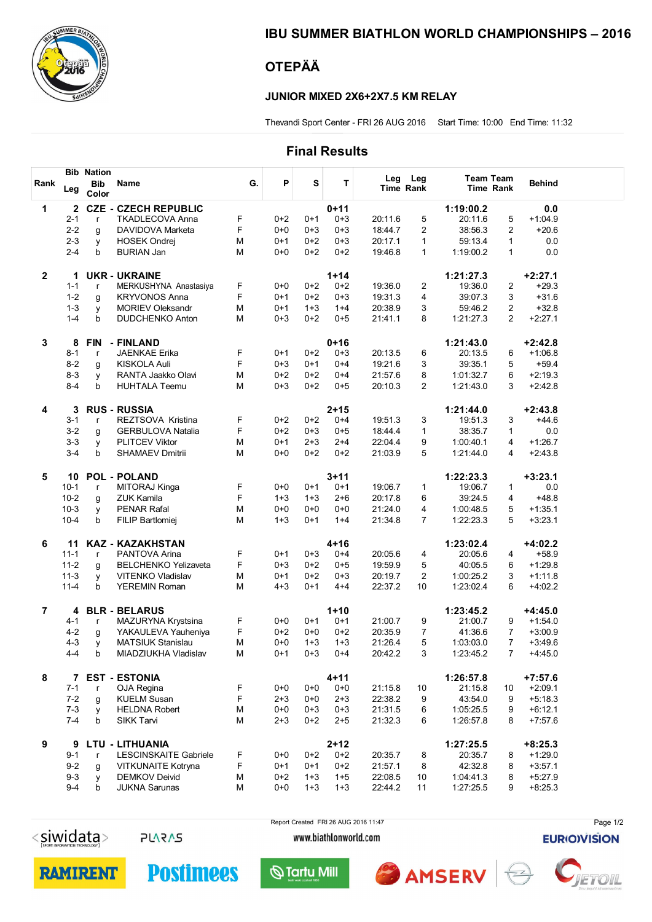# IBU SUMMER BIATHLON WORLD CHAMPIONSHIPS – 2016

## OTEPÄÄ

### JUNIOR MIXED 2X6+2X7.5 KM RELAY

Thevandi Sport Center - FRI 26 AUG 2016    Start Time: 10:00    End Time: 11:32

## Final Results

| Rank | Bib / Leg | Nation / Bib Color | Name | G. | P | S | T | Leg Time | Leg Rank | Team Time | Team Rank | Behind |
|---|---|---|---|---|---|---|---|---|---|---|---|---|
| **1** | **2** | **CZE** | **CZECH REPUBLIC** | | | | **0+11** | | | **1:19:00.2** | | **0.0** |
| | 2-1 | r | TKADLECOVA Anna | F | 0+2 | 0+1 | 0+3 | 20:11.6 | 5 | 20:11.6 | 5 | +1:04.9 |
| | 2-2 | g | DAVIDOVA Marketa | F | 0+0 | 0+3 | 0+3 | 18:44.7 | 2 | 38:56.3 | 2 | +20.6 |
| | 2-3 | y | HOSEK Ondrej | M | 0+1 | 0+2 | 0+3 | 20:17.1 | 1 | 59:13.4 | 1 | 0.0 |
| | 2-4 | b | BURIAN Jan | M | 0+0 | 0+2 | 0+2 | 19:46.8 | 1 | 1:19:00.2 | 1 | 0.0 |
| **2** | **1** | **UKR** | **UKRAINE** | | | | **1+14** | | | **1:21:27.3** | | **+2:27.1** |
| | 1-1 | r | MERKUSHYNA Anastasiya | F | 0+0 | 0+2 | 0+2 | 19:36.0 | 2 | 19:36.0 | 2 | +29.3 |
| | 1-2 | g | KRYVONOS Anna | F | 0+1 | 0+2 | 0+3 | 19:31.3 | 4 | 39:07.3 | 3 | +31.6 |
| | 1-3 | y | MORIEV Oleksandr | M | 0+1 | 1+3 | 1+4 | 20:38.9 | 3 | 59:46.2 | 2 | +32.8 |
| | 1-4 | b | DUDCHENKO Anton | M | 0+3 | 0+2 | 0+5 | 21:41.1 | 8 | 1:21:27.3 | 2 | +2:27.1 |
| **3** | **8** | **FIN** | **FINLAND** | | | | **0+16** | | | **1:21:43.0** | | **+2:42.8** |
| | 8-1 | r | JAENKAE Erika | F | 0+1 | 0+2 | 0+3 | 20:13.5 | 6 | 20:13.5 | 6 | +1:06.8 |
| | 8-2 | g | KISKOLA Auli | F | 0+3 | 0+1 | 0+4 | 19:21.6 | 3 | 39:35.1 | 5 | +59.4 |
| | 8-3 | y | RANTA Jaakko Olavi | M | 0+2 | 0+2 | 0+4 | 21:57.6 | 8 | 1:01:32.7 | 6 | +2:19.3 |
| | 8-4 | b | HUHTALA Teemu | M | 0+3 | 0+2 | 0+5 | 20:10.3 | 2 | 1:21:43.0 | 3 | +2:42.8 |
| **4** | **3** | **RUS** | **RUSSIA** | | | | **2+15** | | | **1:21:44.0** | | **+2:43.8** |
| | 3-1 | r | REZTSOVA Kristina | F | 0+2 | 0+2 | 0+4 | 19:51.3 | 3 | 19:51.3 | 3 | +44.6 |
| | 3-2 | g | GERBULOVA Natalia | F | 0+2 | 0+3 | 0+5 | 18:44.4 | 1 | 38:35.7 | 1 | 0.0 |
| | 3-3 | y | PLITCEV Viktor | M | 0+1 | 2+3 | 2+4 | 22:04.4 | 9 | 1:00:40.1 | 4 | +1:26.7 |
| | 3-4 | b | SHAMAEV Dmitrii | M | 0+0 | 0+2 | 0+2 | 21:03.9 | 5 | 1:21:44.0 | 4 | +2:43.8 |
| **5** | **10** | **POL** | **POLAND** | | | | **3+11** | | | **1:22:23.3** | | **+3:23.1** |
| | 10-1 | r | MITORAJ Kinga | F | 0+0 | 0+1 | 0+1 | 19:06.7 | 1 | 19:06.7 | 1 | 0.0 |
| | 10-2 | g | ZUK Kamila | F | 1+3 | 1+3 | 2+6 | 20:17.8 | 6 | 39:24.5 | 4 | +48.8 |
| | 10-3 | y | PENAR Rafal | M | 0+0 | 0+0 | 0+0 | 21:24.0 | 4 | 1:00:48.5 | 5 | +1:35.1 |
| | 10-4 | b | FILIP Bartlomiej | M | 1+3 | 0+1 | 1+4 | 21:34.8 | 7 | 1:22:23.3 | 5 | +3:23.1 |
| **6** | **11** | **KAZ** | **KAZAKHSTAN** | | | | **4+16** | | | **1:23:02.4** | | **+4:02.2** |
| | 11-1 | r | PANTOVA Arina | F | 0+1 | 0+3 | 0+4 | 20:05.6 | 4 | 20:05.6 | 4 | +58.9 |
| | 11-2 | g | BELCHENKO Yelizaveta | F | 0+3 | 0+2 | 0+5 | 19:59.9 | 5 | 40:05.5 | 6 | +1:29.8 |
| | 11-3 | y | VITENKO Vladislav | M | 0+1 | 0+2 | 0+3 | 20:19.7 | 2 | 1:00:25.2 | 3 | +1:11.8 |
| | 11-4 | b | YEREMIN Roman | M | 4+3 | 0+1 | 4+4 | 22:37.2 | 10 | 1:23:02.4 | 6 | +4:02.2 |
| **7** | **4** | **BLR** | **BELARUS** | | | | **1+10** | | | **1:23:45.2** | | **+4:45.0** |
| | 4-1 | r | MAZURYNA Krystsina | F | 0+0 | 0+1 | 0+1 | 21:00.7 | 9 | 21:00.7 | 9 | +1:54.0 |
| | 4-2 | g | YAKAULEVA Yauheniya | F | 0+2 | 0+0 | 0+2 | 20:35.9 | 7 | 41:36.6 | 7 | +3:00.9 |
| | 4-3 | y | MATSIUK Stanislau | M | 0+0 | 1+3 | 1+3 | 21:26.4 | 5 | 1:03:03.0 | 7 | +3:49.6 |
| | 4-4 | b | MIADZIUKHA Vladislav | M | 0+1 | 0+3 | 0+4 | 20:42.2 | 3 | 1:23:45.2 | 7 | +4:45.0 |
| **8** | **7** | **EST** | **ESTONIA** | | | | **4+11** | | | **1:26:57.8** | | **+7:57.6** |
| | 7-1 | r | OJA Regina | F | 0+0 | 0+0 | 0+0 | 21:15.8 | 10 | 21:15.8 | 10 | +2:09.1 |
| | 7-2 | g | KUELM Susan | F | 2+3 | 0+0 | 2+3 | 22:38.2 | 9 | 43:54.0 | 9 | +5:18.3 |
| | 7-3 | y | HELDNA Robert | M | 0+0 | 0+3 | 0+3 | 21:31.5 | 6 | 1:05:25.5 | 9 | +6:12.1 |
| | 7-4 | b | SIKK Tarvi | M | 2+3 | 0+2 | 2+5 | 21:32.3 | 6 | 1:26:57.8 | 8 | +7:57.6 |
| **9** | **9** | **LTU** | **LITHUANIA** | | | | **2+12** | | | **1:27:25.5** | | **+8:25.3** |
| | 9-1 | r | LESCINSKAITE Gabriele | F | 0+0 | 0+2 | 0+2 | 20:35.7 | 8 | 20:35.7 | 8 | +1:29.0 |
| | 9-2 | g | VITKUNAITE Kotryna | F | 0+1 | 0+1 | 0+2 | 21:57.1 | 8 | 42:32.8 | 8 | +3:57.1 |
| | 9-3 | y | DEMKOV Deivid | M | 0+2 | 1+3 | 1+5 | 22:08.5 | 10 | 1:04:41.3 | 8 | +5:27.9 |
| | 9-4 | b | JUKNA Sarunas | M | 0+0 | 1+3 | 1+3 | 22:44.2 | 11 | 1:27:25.5 | 9 | +8:25.3 |

Report Created FRI 26 AUG 2016 11:47

www.biathlonworld.com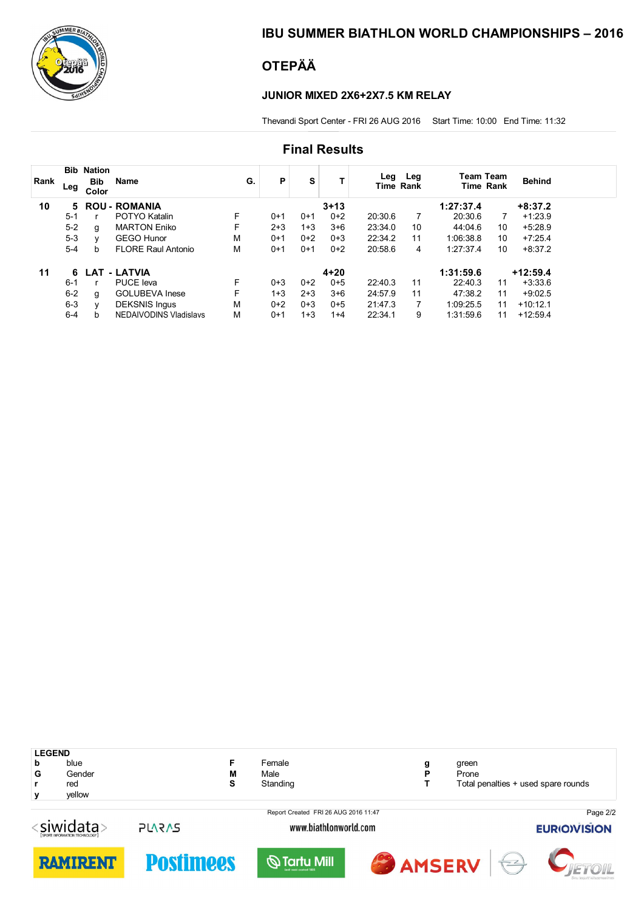# IBU SUMMER BIATHLON WORLD CHAMPIONSHIPS – 2016

## OTEPÄÄ

### JUNIOR MIXED 2X6+2X7.5 KM RELAY

Thevandi Sport Center - FRI 26 AUG 2016 Start Time: 10:00 End Time: 11:32

## Final Results

| Rank | Bib / Leg | Nation / Bib Color | Name | G. | P | S | T | Leg Time | Leg Rank | Team Time | Team Rank | Behind |
|---|---|---|---|---|---|---|---|---|---|---|---|---|
| **10** | **5** | **ROU - ROMANIA** | | | | | **3+13** | | | **1:27:37.4** | | **+8:37.2** |
| | 5-1 | r | POTYO Katalin | F | 0+1 | 0+1 | 0+2 | 20:30.6 | 7 | 20:30.6 | 7 | +1:23.9 |
| | 5-2 | g | MARTON Eniko | F | 2+3 | 1+3 | 3+6 | 23:34.0 | 10 | 44:04.6 | 10 | +5:28.9 |
| | 5-3 | y | GEGO Hunor | M | 0+1 | 0+2 | 0+3 | 22:34.2 | 11 | 1:06:38.8 | 10 | +7:25.4 |
| | 5-4 | b | FLORE Raul Antonio | M | 0+1 | 0+1 | 0+2 | 20:58.6 | 4 | 1:27:37.4 | 10 | +8:37.2 |
| **11** | **6** | **LAT - LATVIA** | | | | | **4+20** | | | **1:31:59.6** | | **+12:59.4** |
| | 6-1 | r | PUCE Ieva | F | 0+3 | 0+2 | 0+5 | 22:40.3 | 11 | 22:40.3 | 11 | +3:33.6 |
| | 6-2 | g | GOLUBEVA Inese | F | 1+3 | 2+3 | 3+6 | 24:57.9 | 11 | 47:38.2 | 11 | +9:02.5 |
| | 6-3 | y | DEKSNIS Ingus | M | 0+2 | 0+3 | 0+5 | 21:47.3 | 7 | 1:09:25.5 | 11 | +10:12.1 |
| | 6-4 | b | NEDAIVODINS Vladislavs | M | 0+1 | 1+3 | 1+4 | 22:34.1 | 9 | 1:31:59.6 | 11 | +12:59.4 |

**LEGEND**

| | | | | | |
|---|---|---|---|---|---|
| **b** | blue | **F** | Female | **g** | green |
| **G** | Gender | **M** | Male | **P** | Prone |
| **r** | red | **S** | Standing | **T** | Total penalties + used spare rounds |
| **y** | yellow | | | | |

Report Created FRI 26 AUG 2016 11:47

www.biathlonworld.com